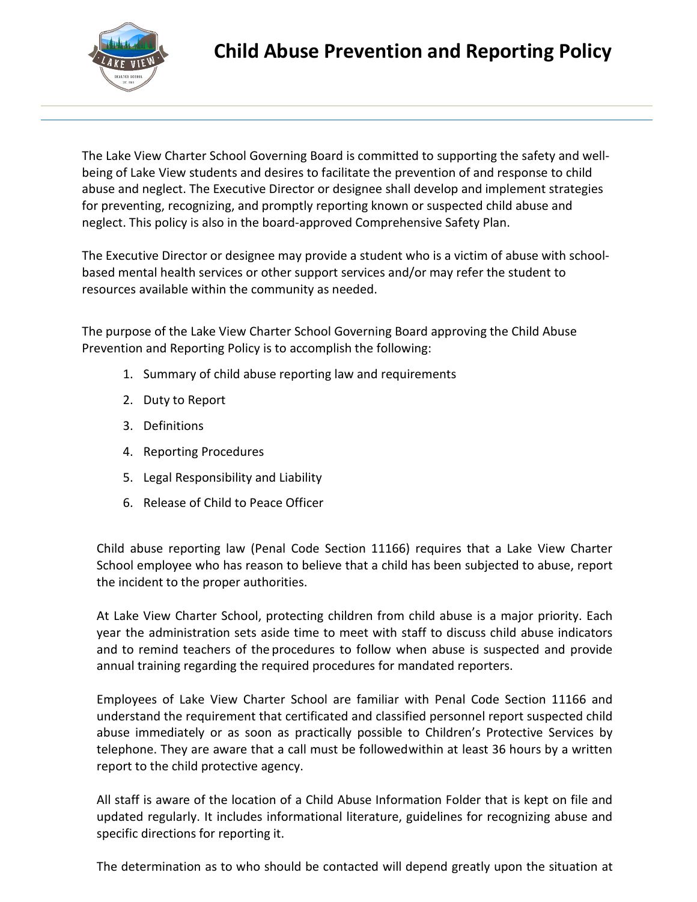# Child Abuse Prevention and Reporting Policy

The Lake View Charter School Governing Board is committed to supporting the safety and well-being of Lake View students and desires to facilitate the prevention of and response to child abuse and neglect. The Executive Director or designee shall develop and implement strategies for preventing, recognizing, and promptly reporting known or suspected child abuse and neglect. This policy is also in the board-approved Comprehensive Safety Plan.

The Executive Director or designee may provide a student who is a victim of abuse with school-based mental health services or other support services and/or may refer the student to resources available within the community as needed.

The purpose of the Lake View Charter School Governing Board approving the Child Abuse Prevention and Reporting Policy is to accomplish the following:

1. Summary of child abuse reporting law and requirements
2. Duty to Report
3. Definitions
4. Reporting Procedures
5. Legal Responsibility and Liability
6. Release of Child to Peace Officer

Child abuse reporting law (Penal Code Section 11166) requires that a Lake View Charter School employee who has reason to believe that a child has been subjected to abuse, report the incident to the proper authorities.

At Lake View Charter School, protecting children from child abuse is a major priority. Each year the administration sets aside time to meet with staff to discuss child abuse indicators and to remind teachers of the procedures to follow when abuse is suspected and provide annual training regarding the required procedures for mandated reporters.

Employees of Lake View Charter School are familiar with Penal Code Section 11166 and understand the requirement that certificated and classified personnel report suspected child abuse immediately or as soon as practically possible to Children's Protective Services by telephone. They are aware that a call must be followed within at least 36 hours by a written report to the child protective agency.

All staff is aware of the location of a Child Abuse Information Folder that is kept on file and updated regularly. It includes informational literature, guidelines for recognizing abuse and specific directions for reporting it.

The determination as to who should be contacted will depend greatly upon the situation at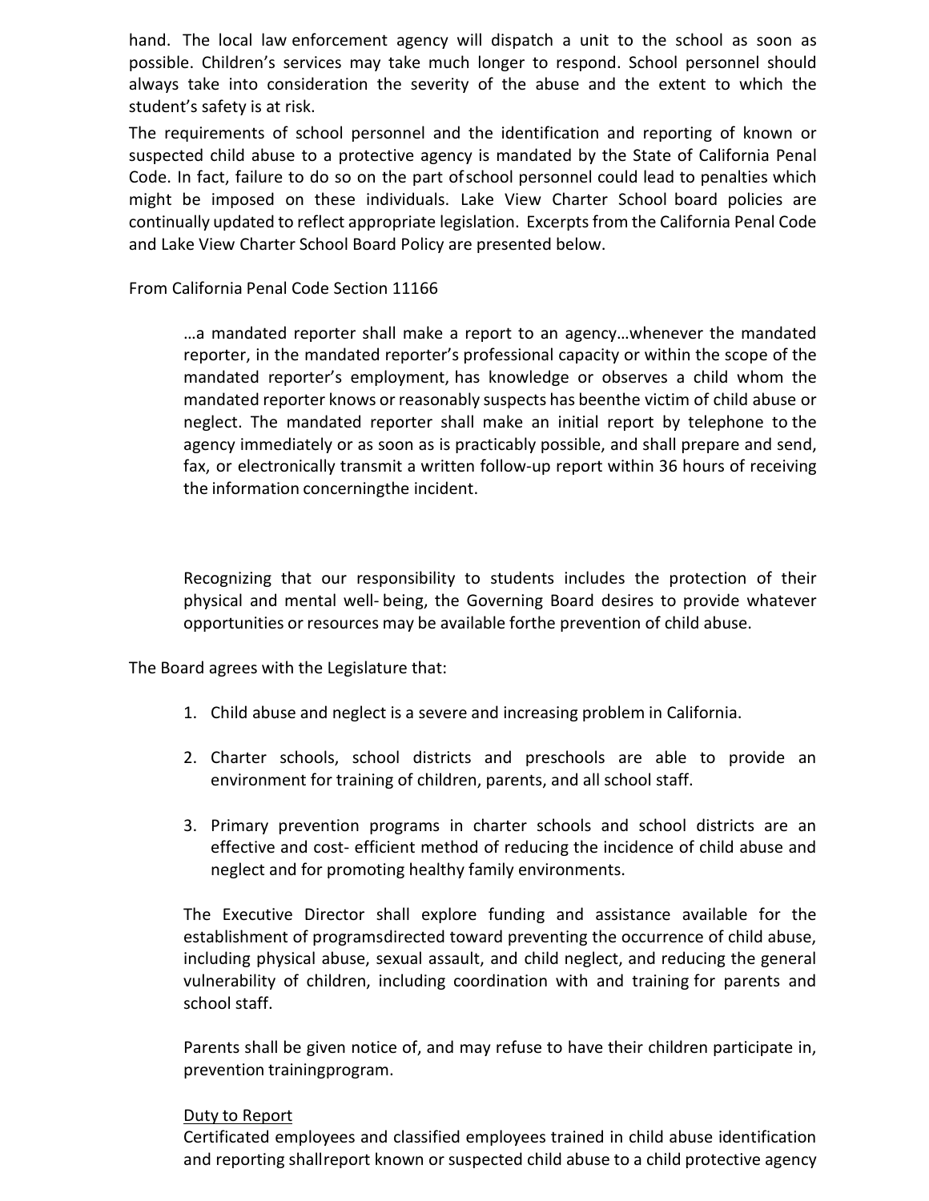hand. The local law enforcement agency will dispatch a unit to the school as soon as possible. Children's services may take much longer to respond. School personnel should always take into consideration the severity of the abuse and the extent to which the student's safety is at risk.

The requirements of school personnel and the identification and reporting of known or suspected child abuse to a protective agency is mandated by the State of California Penal Code. In fact, failure to do so on the part of school personnel could lead to penalties which might be imposed on these individuals. Lake View Charter School board policies are continually updated to reflect appropriate legislation. Excerpts from the California Penal Code and Lake View Charter School Board Policy are presented below.

From California Penal Code Section 11166

> …a mandated reporter shall make a report to an agency…whenever the mandated reporter, in the mandated reporter's professional capacity or within the scope of the mandated reporter's employment, has knowledge or observes a child whom the mandated reporter knows or reasonably suspects has been the victim of child abuse or neglect. The mandated reporter shall make an initial report by telephone to the agency immediately or as soon as is practicably possible, and shall prepare and send, fax, or electronically transmit a written follow-up report within 36 hours of receiving the information concerning the incident.

Recognizing that our responsibility to students includes the protection of their physical and mental well-being, the Governing Board desires to provide whatever opportunities or resources may be available for the prevention of child abuse.

The Board agrees with the Legislature that:

1. Child abuse and neglect is a severe and increasing problem in California.
2. Charter schools, school districts and preschools are able to provide an environment for training of children, parents, and all school staff.
3. Primary prevention programs in charter schools and school districts are an effective and cost- efficient method of reducing the incidence of child abuse and neglect and for promoting healthy family environments.

The Executive Director shall explore funding and assistance available for the establishment of programs directed toward preventing the occurrence of child abuse, including physical abuse, sexual assault, and child neglect, and reducing the general vulnerability of children, including coordination with and training for parents and school staff.

Parents shall be given notice of, and may refuse to have their children participate in, prevention training program.

Duty to Report

Certificated employees and classified employees trained in child abuse identification and reporting shall report known or suspected child abuse to a child protective agency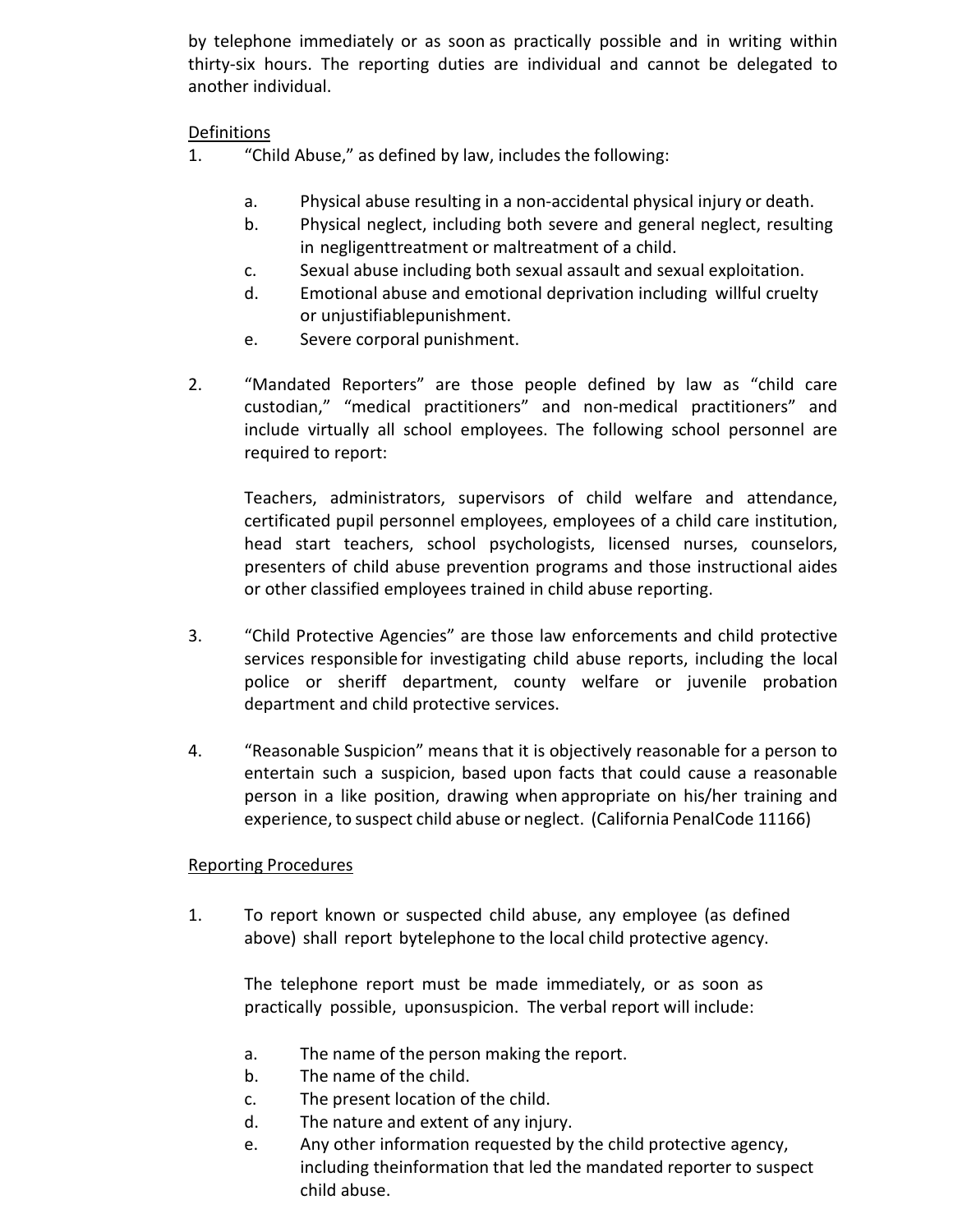by telephone immediately or as soon as practically possible and in writing within thirty-six hours. The reporting duties are individual and cannot be delegated to another individual.

Definitions

1. "Child Abuse," as defined by law, includes the following:

   a. Physical abuse resulting in a non-accidental physical injury or death.
   b. Physical neglect, including both severe and general neglect, resulting in negligenttreatment or maltreatment of a child.
   c. Sexual abuse including both sexual assault and sexual exploitation.
   d. Emotional abuse and emotional deprivation including willful cruelty or unjustifiablepunishment.
   e. Severe corporal punishment.

2. "Mandated Reporters" are those people defined by law as "child care custodian," "medical practitioners" and non-medical practitioners" and include virtually all school employees. The following school personnel are required to report:

   Teachers, administrators, supervisors of child welfare and attendance, certificated pupil personnel employees, employees of a child care institution, head start teachers, school psychologists, licensed nurses, counselors, presenters of child abuse prevention programs and those instructional aides or other classified employees trained in child abuse reporting.

3. "Child Protective Agencies" are those law enforcements and child protective services responsible for investigating child abuse reports, including the local police or sheriff department, county welfare or juvenile probation department and child protective services.

4. "Reasonable Suspicion" means that it is objectively reasonable for a person to entertain such a suspicion, based upon facts that could cause a reasonable person in a like position, drawing when appropriate on his/her training and experience, to suspect child abuse or neglect. (California PenalCode 11166)

Reporting Procedures

1. To report known or suspected child abuse, any employee (as defined above) shall report bytelephone to the local child protective agency.

   The telephone report must be made immediately, or as soon as practically possible, uponsuspicion. The verbal report will include:

   a. The name of the person making the report.
   b. The name of the child.
   c. The present location of the child.
   d. The nature and extent of any injury.
   e. Any other information requested by the child protective agency, including theinformation that led the mandated reporter to suspect child abuse.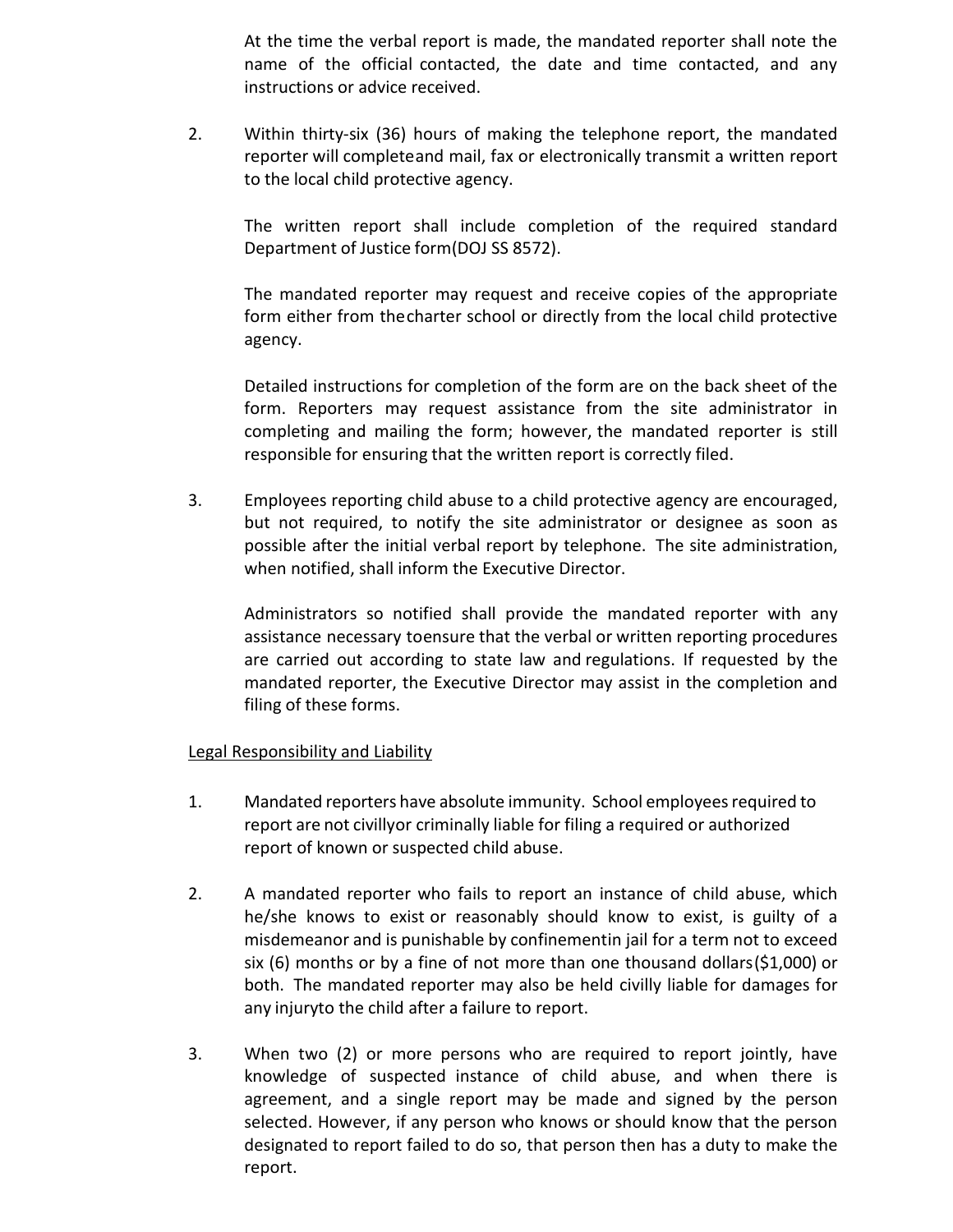At the time the verbal report is made, the mandated reporter shall note the name of the official contacted, the date and time contacted, and any instructions or advice received.

2. Within thirty-six (36) hours of making the telephone report, the mandated reporter will completeand mail, fax or electronically transmit a written report to the local child protective agency.

   The written report shall include completion of the required standard Department of Justice form(DOJ SS 8572).

   The mandated reporter may request and receive copies of the appropriate form either from thecharter school or directly from the local child protective agency.

   Detailed instructions for completion of the form are on the back sheet of the form. Reporters may request assistance from the site administrator in completing and mailing the form; however, the mandated reporter is still responsible for ensuring that the written report is correctly filed.

3. Employees reporting child abuse to a child protective agency are encouraged, but not required, to notify the site administrator or designee as soon as possible after the initial verbal report by telephone. The site administration, when notified, shall inform the Executive Director.

   Administrators so notified shall provide the mandated reporter with any assistance necessary toensure that the verbal or written reporting procedures are carried out according to state law and regulations. If requested by the mandated reporter, the Executive Director may assist in the completion and filing of these forms.

Legal Responsibility and Liability

1. Mandated reporters have absolute immunity. School employees required to report are not civillyor criminally liable for filing a required or authorized report of known or suspected child abuse.

2. A mandated reporter who fails to report an instance of child abuse, which he/she knows to exist or reasonably should know to exist, is guilty of a misdemeanor and is punishable by confinementin jail for a term not to exceed six (6) months or by a fine of not more than one thousand dollars($1,000) or both. The mandated reporter may also be held civilly liable for damages for any injuryto the child after a failure to report.

3. When two (2) or more persons who are required to report jointly, have knowledge of suspected instance of child abuse, and when there is agreement, and a single report may be made and signed by the person selected. However, if any person who knows or should know that the person designated to report failed to do so, that person then has a duty to make the report.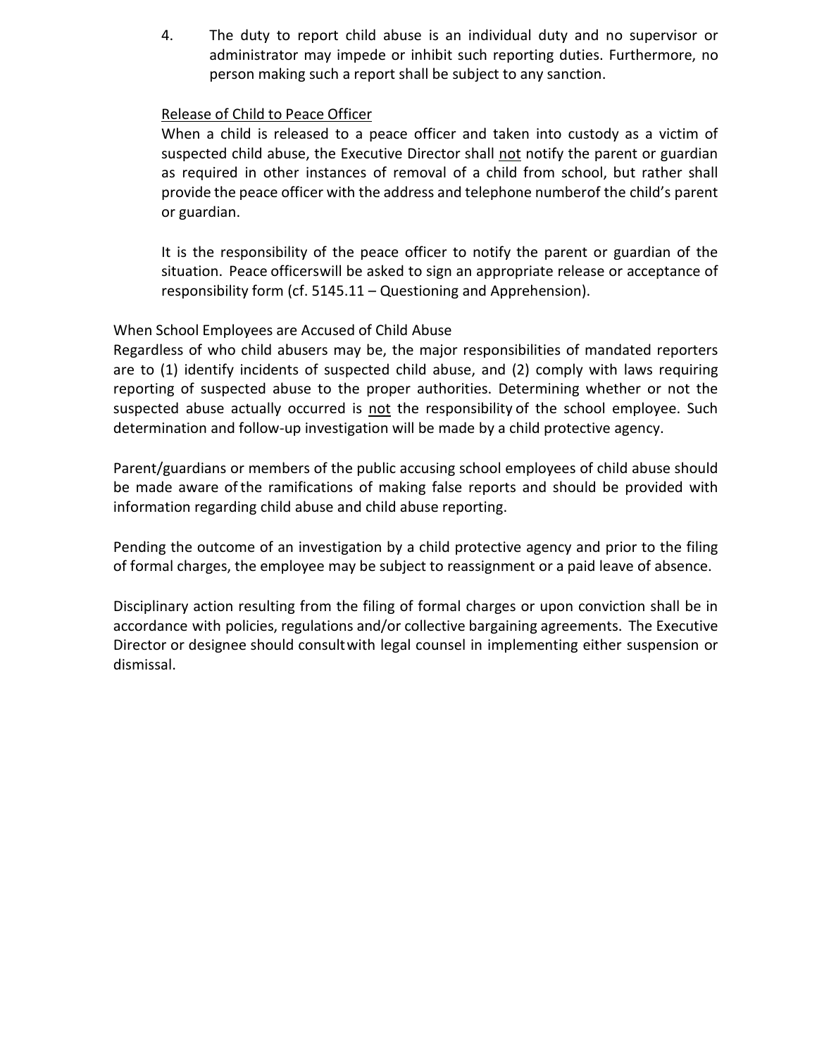4. The duty to report child abuse is an individual duty and no supervisor or administrator may impede or inhibit such reporting duties. Furthermore, no person making such a report shall be subject to any sanction.

Release of Child to Peace Officer

When a child is released to a peace officer and taken into custody as a victim of suspected child abuse, the Executive Director shall not notify the parent or guardian as required in other instances of removal of a child from school, but rather shall provide the peace officer with the address and telephone numberof the child's parent or guardian.

It is the responsibility of the peace officer to notify the parent or guardian of the situation. Peace officerswill be asked to sign an appropriate release or acceptance of responsibility form (cf. 5145.11 – Questioning and Apprehension).

When School Employees are Accused of Child Abuse

Regardless of who child abusers may be, the major responsibilities of mandated reporters are to (1) identify incidents of suspected child abuse, and (2) comply with laws requiring reporting of suspected abuse to the proper authorities. Determining whether or not the suspected abuse actually occurred is not the responsibility of the school employee. Such determination and follow-up investigation will be made by a child protective agency.

Parent/guardians or members of the public accusing school employees of child abuse should be made aware of the ramifications of making false reports and should be provided with information regarding child abuse and child abuse reporting.

Pending the outcome of an investigation by a child protective agency and prior to the filing of formal charges, the employee may be subject to reassignment or a paid leave of absence.

Disciplinary action resulting from the filing of formal charges or upon conviction shall be in accordance with policies, regulations and/or collective bargaining agreements. The Executive Director or designee should consultwith legal counsel in implementing either suspension or dismissal.